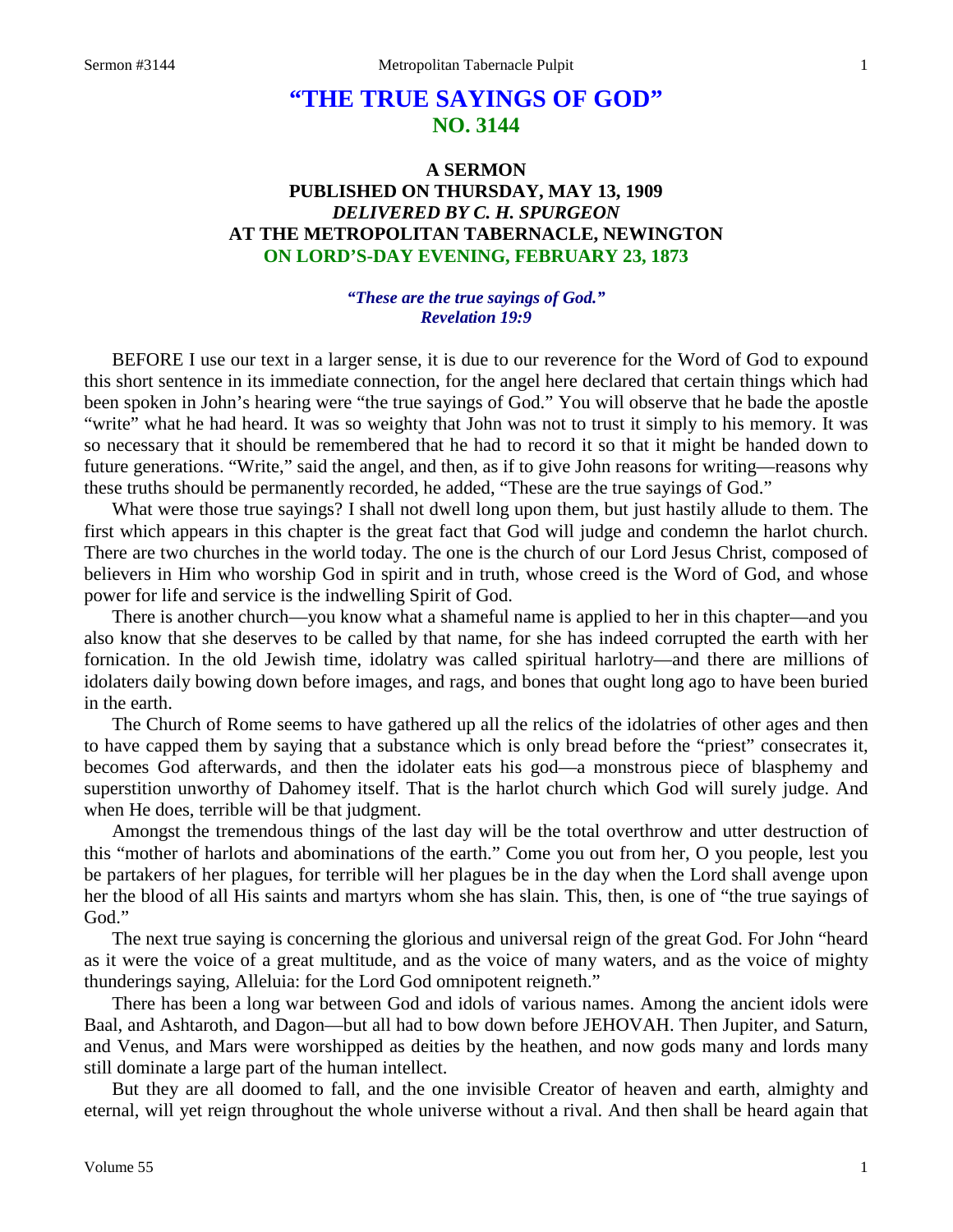# "THE TRUE SAYINGS OF GOD"
## NO. 3144

### A SERMON
### PUBLISHED ON THURSDAY, MAY 13, 1909
### *DELIVERED BY C. H. SPURGEON*
### AT THE METROPOLITAN TABERNACLE, NEWINGTON
### ON LORD'S-DAY EVENING, FEBRUARY 23, 1873

***"These are the true sayings of God."***
***Revelation 19:9***

BEFORE I use our text in a larger sense, it is due to our reverence for the Word of God to expound this short sentence in its immediate connection, for the angel here declared that certain things which had been spoken in John's hearing were "the true sayings of God." You will observe that he bade the apostle "write" what he had heard. It was so weighty that John was not to trust it simply to his memory. It was so necessary that it should be remembered that he had to record it so that it might be handed down to future generations. "Write," said the angel, and then, as if to give John reasons for writing—reasons why these truths should be permanently recorded, he added, "These are the true sayings of God."

What were those true sayings? I shall not dwell long upon them, but just hastily allude to them. The first which appears in this chapter is the great fact that God will judge and condemn the harlot church. There are two churches in the world today. The one is the church of our Lord Jesus Christ, composed of believers in Him who worship God in spirit and in truth, whose creed is the Word of God, and whose power for life and service is the indwelling Spirit of God.

There is another church—you know what a shameful name is applied to her in this chapter—and you also know that she deserves to be called by that name, for she has indeed corrupted the earth with her fornication. In the old Jewish time, idolatry was called spiritual harlotry—and there are millions of idolaters daily bowing down before images, and rags, and bones that ought long ago to have been buried in the earth.

The Church of Rome seems to have gathered up all the relics of the idolatries of other ages and then to have capped them by saying that a substance which is only bread before the "priest" consecrates it, becomes God afterwards, and then the idolater eats his god—a monstrous piece of blasphemy and superstition unworthy of Dahomey itself. That is the harlot church which God will surely judge. And when He does, terrible will be that judgment.

Amongst the tremendous things of the last day will be the total overthrow and utter destruction of this "mother of harlots and abominations of the earth." Come you out from her, O you people, lest you be partakers of her plagues, for terrible will her plagues be in the day when the Lord shall avenge upon her the blood of all His saints and martyrs whom she has slain. This, then, is one of "the true sayings of God."

The next true saying is concerning the glorious and universal reign of the great God. For John "heard as it were the voice of a great multitude, and as the voice of many waters, and as the voice of mighty thunderings saying, Alleluia: for the Lord God omnipotent reigneth."

There has been a long war between God and idols of various names. Among the ancient idols were Baal, and Ashtaroth, and Dagon—but all had to bow down before JEHOVAH. Then Jupiter, and Saturn, and Venus, and Mars were worshipped as deities by the heathen, and now gods many and lords many still dominate a large part of the human intellect.

But they are all doomed to fall, and the one invisible Creator of heaven and earth, almighty and eternal, will yet reign throughout the whole universe without a rival. And then shall be heard again that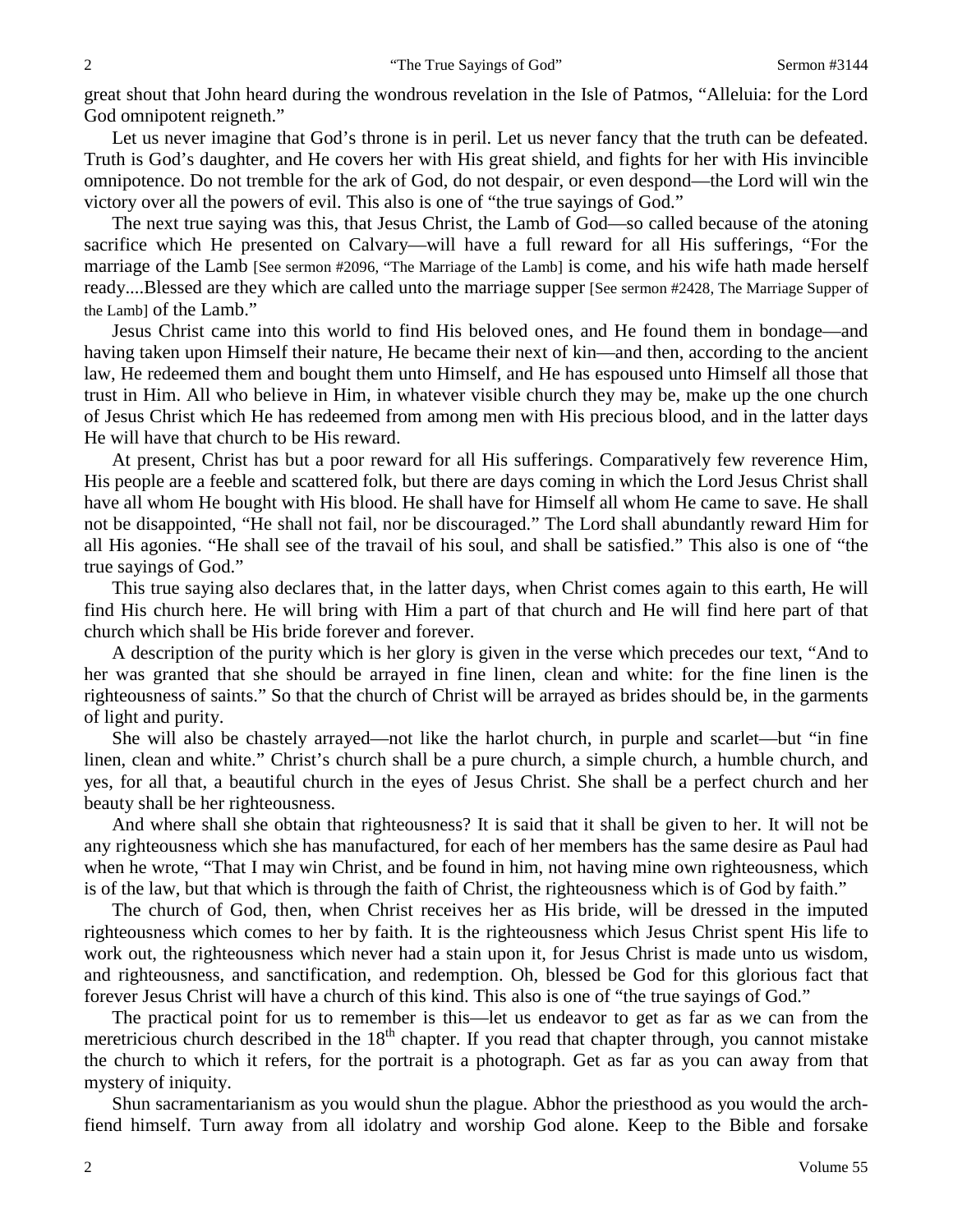great shout that John heard during the wondrous revelation in the Isle of Patmos, "Alleluia: for the Lord God omnipotent reigneth."

Let us never imagine that God's throne is in peril. Let us never fancy that the truth can be defeated. Truth is God's daughter, and He covers her with His great shield, and fights for her with His invincible omnipotence. Do not tremble for the ark of God, do not despair, or even despond—the Lord will win the victory over all the powers of evil. This also is one of "the true sayings of God."

The next true saying was this, that Jesus Christ, the Lamb of God—so called because of the atoning sacrifice which He presented on Calvary—will have a full reward for all His sufferings, "For the marriage of the Lamb [See sermon #2096, "The Marriage of the Lamb] is come, and his wife hath made herself ready....Blessed are they which are called unto the marriage supper [See sermon #2428, The Marriage Supper of the Lamb] of the Lamb."

Jesus Christ came into this world to find His beloved ones, and He found them in bondage—and having taken upon Himself their nature, He became their next of kin—and then, according to the ancient law, He redeemed them and bought them unto Himself, and He has espoused unto Himself all those that trust in Him. All who believe in Him, in whatever visible church they may be, make up the one church of Jesus Christ which He has redeemed from among men with His precious blood, and in the latter days He will have that church to be His reward.

At present, Christ has but a poor reward for all His sufferings. Comparatively few reverence Him, His people are a feeble and scattered folk, but there are days coming in which the Lord Jesus Christ shall have all whom He bought with His blood. He shall have for Himself all whom He came to save. He shall not be disappointed, "He shall not fail, nor be discouraged." The Lord shall abundantly reward Him for all His agonies. "He shall see of the travail of his soul, and shall be satisfied." This also is one of "the true sayings of God."

This true saying also declares that, in the latter days, when Christ comes again to this earth, He will find His church here. He will bring with Him a part of that church and He will find here part of that church which shall be His bride forever and forever.

A description of the purity which is her glory is given in the verse which precedes our text, "And to her was granted that she should be arrayed in fine linen, clean and white: for the fine linen is the righteousness of saints." So that the church of Christ will be arrayed as brides should be, in the garments of light and purity.

She will also be chastely arrayed—not like the harlot church, in purple and scarlet—but "in fine linen, clean and white." Christ's church shall be a pure church, a simple church, a humble church, and yes, for all that, a beautiful church in the eyes of Jesus Christ. She shall be a perfect church and her beauty shall be her righteousness.

And where shall she obtain that righteousness? It is said that it shall be given to her. It will not be any righteousness which she has manufactured, for each of her members has the same desire as Paul had when he wrote, "That I may win Christ, and be found in him, not having mine own righteousness, which is of the law, but that which is through the faith of Christ, the righteousness which is of God by faith."

The church of God, then, when Christ receives her as His bride, will be dressed in the imputed righteousness which comes to her by faith. It is the righteousness which Jesus Christ spent His life to work out, the righteousness which never had a stain upon it, for Jesus Christ is made unto us wisdom, and righteousness, and sanctification, and redemption. Oh, blessed be God for this glorious fact that forever Jesus Christ will have a church of this kind. This also is one of "the true sayings of God."

The practical point for us to remember is this—let us endeavor to get as far as we can from the meretricious church described in the 18th chapter. If you read that chapter through, you cannot mistake the church to which it refers, for the portrait is a photograph. Get as far as you can away from that mystery of iniquity.

Shun sacramentarianism as you would shun the plague. Abhor the priesthood as you would the arch-fiend himself. Turn away from all idolatry and worship God alone. Keep to the Bible and forsake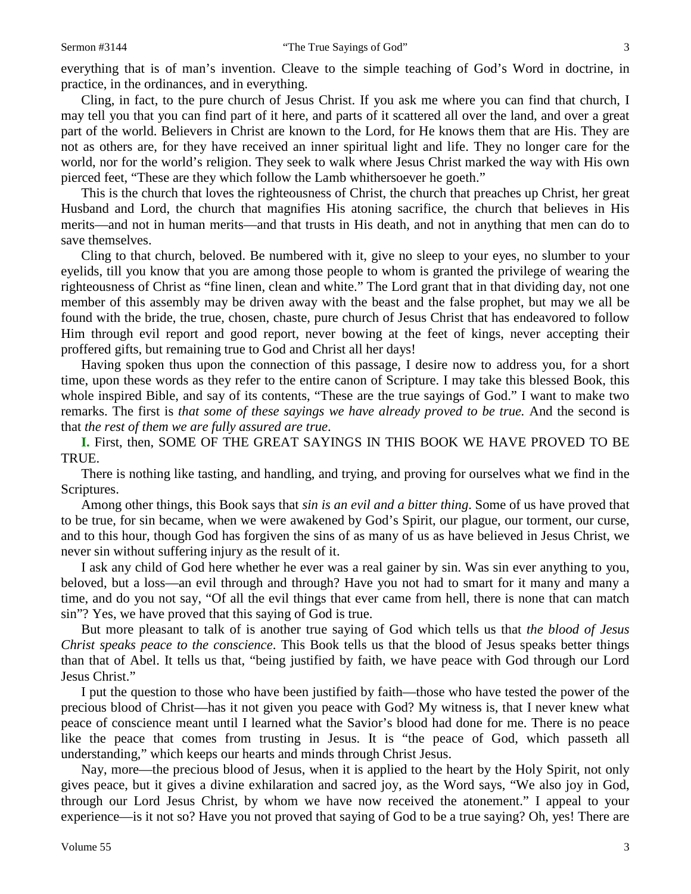everything that is of man's invention. Cleave to the simple teaching of God's Word in doctrine, in practice, in the ordinances, and in everything.

Cling, in fact, to the pure church of Jesus Christ. If you ask me where you can find that church, I may tell you that you can find part of it here, and parts of it scattered all over the land, and over a great part of the world. Believers in Christ are known to the Lord, for He knows them that are His. They are not as others are, for they have received an inner spiritual light and life. They no longer care for the world, nor for the world's religion. They seek to walk where Jesus Christ marked the way with His own pierced feet, "These are they which follow the Lamb whithersoever he goeth."

This is the church that loves the righteousness of Christ, the church that preaches up Christ, her great Husband and Lord, the church that magnifies His atoning sacrifice, the church that believes in His merits—and not in human merits—and that trusts in His death, and not in anything that men can do to save themselves.

Cling to that church, beloved. Be numbered with it, give no sleep to your eyes, no slumber to your eyelids, till you know that you are among those people to whom is granted the privilege of wearing the righteousness of Christ as "fine linen, clean and white." The Lord grant that in that dividing day, not one member of this assembly may be driven away with the beast and the false prophet, but may we all be found with the bride, the true, chosen, chaste, pure church of Jesus Christ that has endeavored to follow Him through evil report and good report, never bowing at the feet of kings, never accepting their proffered gifts, but remaining true to God and Christ all her days!

Having spoken thus upon the connection of this passage, I desire now to address you, for a short time, upon these words as they refer to the entire canon of Scripture. I may take this blessed Book, this whole inspired Bible, and say of its contents, "These are the true sayings of God." I want to make two remarks. The first is *that some of these sayings we have already proved to be true.* And the second is that *the rest of them we are fully assured are true*.

**I.** First, then, SOME OF THE GREAT SAYINGS IN THIS BOOK WE HAVE PROVED TO BE TRUE.

There is nothing like tasting, and handling, and trying, and proving for ourselves what we find in the Scriptures.

Among other things, this Book says that *sin is an evil and a bitter thing*. Some of us have proved that to be true, for sin became, when we were awakened by God's Spirit, our plague, our torment, our curse, and to this hour, though God has forgiven the sins of as many of us as have believed in Jesus Christ, we never sin without suffering injury as the result of it.

I ask any child of God here whether he ever was a real gainer by sin. Was sin ever anything to you, beloved, but a loss—an evil through and through? Have you not had to smart for it many and many a time, and do you not say, "Of all the evil things that ever came from hell, there is none that can match sin"? Yes, we have proved that this saying of God is true.

But more pleasant to talk of is another true saying of God which tells us that *the blood of Jesus Christ speaks peace to the conscience*. This Book tells us that the blood of Jesus speaks better things than that of Abel. It tells us that, "being justified by faith, we have peace with God through our Lord Jesus Christ."

I put the question to those who have been justified by faith—those who have tested the power of the precious blood of Christ—has it not given you peace with God? My witness is, that I never knew what peace of conscience meant until I learned what the Savior's blood had done for me. There is no peace like the peace that comes from trusting in Jesus. It is "the peace of God, which passeth all understanding," which keeps our hearts and minds through Christ Jesus.

Nay, more—the precious blood of Jesus, when it is applied to the heart by the Holy Spirit, not only gives peace, but it gives a divine exhilaration and sacred joy, as the Word says, "We also joy in God, through our Lord Jesus Christ, by whom we have now received the atonement." I appeal to your experience—is it not so? Have you not proved that saying of God to be a true saying? Oh, yes! There are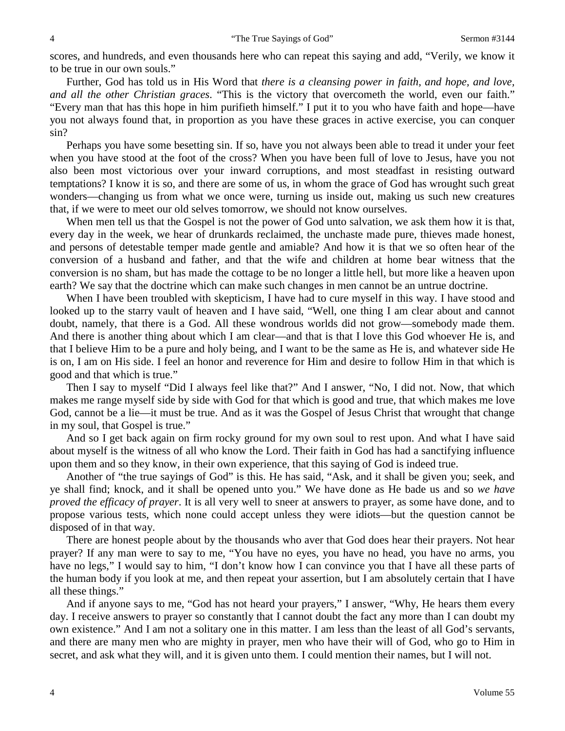scores, and hundreds, and even thousands here who can repeat this saying and add, "Verily, we know it to be true in our own souls."

Further, God has told us in His Word that *there is a cleansing power in faith, and hope, and love, and all the other Christian graces*. "This is the victory that overcometh the world, even our faith." "Every man that has this hope in him purifieth himself." I put it to you who have faith and hope—have you not always found that, in proportion as you have these graces in active exercise, you can conquer sin?

Perhaps you have some besetting sin. If so, have you not always been able to tread it under your feet when you have stood at the foot of the cross? When you have been full of love to Jesus, have you not also been most victorious over your inward corruptions, and most steadfast in resisting outward temptations? I know it is so, and there are some of us, in whom the grace of God has wrought such great wonders—changing us from what we once were, turning us inside out, making us such new creatures that, if we were to meet our old selves tomorrow, we should not know ourselves.

When men tell us that the Gospel is not the power of God unto salvation, we ask them how it is that, every day in the week, we hear of drunkards reclaimed, the unchaste made pure, thieves made honest, and persons of detestable temper made gentle and amiable? And how it is that we so often hear of the conversion of a husband and father, and that the wife and children at home bear witness that the conversion is no sham, but has made the cottage to be no longer a little hell, but more like a heaven upon earth? We say that the doctrine which can make such changes in men cannot be an untrue doctrine.

When I have been troubled with skepticism, I have had to cure myself in this way. I have stood and looked up to the starry vault of heaven and I have said, "Well, one thing I am clear about and cannot doubt, namely, that there is a God. All these wondrous worlds did not grow—somebody made them. And there is another thing about which I am clear—and that is that I love this God whoever He is, and that I believe Him to be a pure and holy being, and I want to be the same as He is, and whatever side He is on, I am on His side. I feel an honor and reverence for Him and desire to follow Him in that which is good and that which is true."

Then I say to myself "Did I always feel like that?" And I answer, "No, I did not. Now, that which makes me range myself side by side with God for that which is good and true, that which makes me love God, cannot be a lie—it must be true. And as it was the Gospel of Jesus Christ that wrought that change in my soul, that Gospel is true."

And so I get back again on firm rocky ground for my own soul to rest upon. And what I have said about myself is the witness of all who know the Lord. Their faith in God has had a sanctifying influence upon them and so they know, in their own experience, that this saying of God is indeed true.

Another of "the true sayings of God" is this. He has said, "Ask, and it shall be given you; seek, and ye shall find; knock, and it shall be opened unto you." We have done as He bade us and so *we have proved the efficacy of prayer*. It is all very well to sneer at answers to prayer, as some have done, and to propose various tests, which none could accept unless they were idiots—but the question cannot be disposed of in that way.

There are honest people about by the thousands who aver that God does hear their prayers. Not hear prayer? If any man were to say to me, "You have no eyes, you have no head, you have no arms, you have no legs," I would say to him, "I don't know how I can convince you that I have all these parts of the human body if you look at me, and then repeat your assertion, but I am absolutely certain that I have all these things."

And if anyone says to me, "God has not heard your prayers," I answer, "Why, He hears them every day. I receive answers to prayer so constantly that I cannot doubt the fact any more than I can doubt my own existence." And I am not a solitary one in this matter. I am less than the least of all God's servants, and there are many men who are mighty in prayer, men who have their will of God, who go to Him in secret, and ask what they will, and it is given unto them. I could mention their names, but I will not.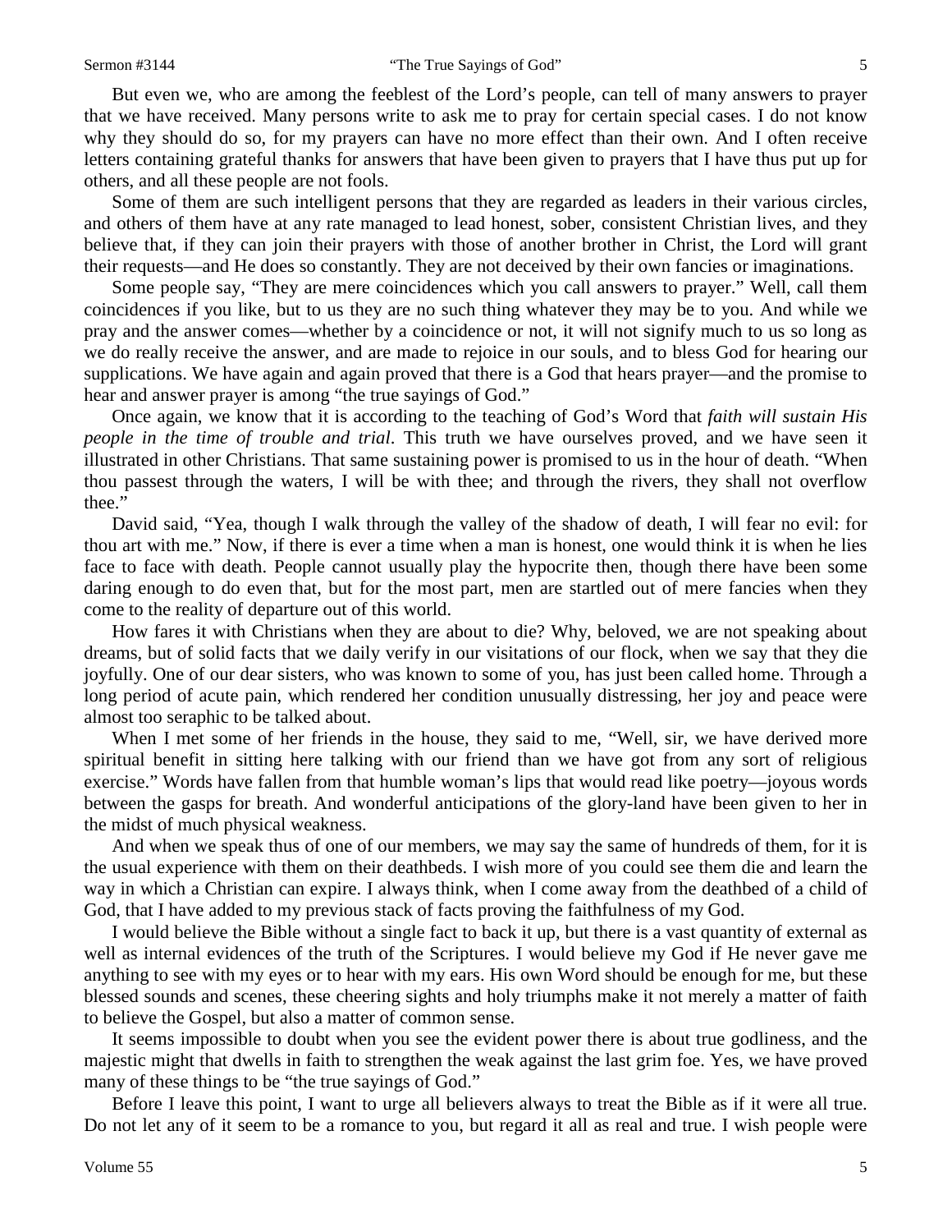But even we, who are among the feeblest of the Lord's people, can tell of many answers to prayer that we have received. Many persons write to ask me to pray for certain special cases. I do not know why they should do so, for my prayers can have no more effect than their own. And I often receive letters containing grateful thanks for answers that have been given to prayers that I have thus put up for others, and all these people are not fools.

Some of them are such intelligent persons that they are regarded as leaders in their various circles, and others of them have at any rate managed to lead honest, sober, consistent Christian lives, and they believe that, if they can join their prayers with those of another brother in Christ, the Lord will grant their requests—and He does so constantly. They are not deceived by their own fancies or imaginations.

Some people say, "They are mere coincidences which you call answers to prayer." Well, call them coincidences if you like, but to us they are no such thing whatever they may be to you. And while we pray and the answer comes—whether by a coincidence or not, it will not signify much to us so long as we do really receive the answer, and are made to rejoice in our souls, and to bless God for hearing our supplications. We have again and again proved that there is a God that hears prayer—and the promise to hear and answer prayer is among "the true sayings of God."

Once again, we know that it is according to the teaching of God's Word that *faith will sustain His people in the time of trouble and trial*. This truth we have ourselves proved, and we have seen it illustrated in other Christians. That same sustaining power is promised to us in the hour of death. "When thou passest through the waters, I will be with thee; and through the rivers, they shall not overflow thee."

David said, "Yea, though I walk through the valley of the shadow of death, I will fear no evil: for thou art with me." Now, if there is ever a time when a man is honest, one would think it is when he lies face to face with death. People cannot usually play the hypocrite then, though there have been some daring enough to do even that, but for the most part, men are startled out of mere fancies when they come to the reality of departure out of this world.

How fares it with Christians when they are about to die? Why, beloved, we are not speaking about dreams, but of solid facts that we daily verify in our visitations of our flock, when we say that they die joyfully. One of our dear sisters, who was known to some of you, has just been called home. Through a long period of acute pain, which rendered her condition unusually distressing, her joy and peace were almost too seraphic to be talked about.

When I met some of her friends in the house, they said to me, "Well, sir, we have derived more spiritual benefit in sitting here talking with our friend than we have got from any sort of religious exercise." Words have fallen from that humble woman's lips that would read like poetry—joyous words between the gasps for breath. And wonderful anticipations of the glory-land have been given to her in the midst of much physical weakness.

And when we speak thus of one of our members, we may say the same of hundreds of them, for it is the usual experience with them on their deathbeds. I wish more of you could see them die and learn the way in which a Christian can expire. I always think, when I come away from the deathbed of a child of God, that I have added to my previous stack of facts proving the faithfulness of my God.

I would believe the Bible without a single fact to back it up, but there is a vast quantity of external as well as internal evidences of the truth of the Scriptures. I would believe my God if He never gave me anything to see with my eyes or to hear with my ears. His own Word should be enough for me, but these blessed sounds and scenes, these cheering sights and holy triumphs make it not merely a matter of faith to believe the Gospel, but also a matter of common sense.

It seems impossible to doubt when you see the evident power there is about true godliness, and the majestic might that dwells in faith to strengthen the weak against the last grim foe. Yes, we have proved many of these things to be "the true sayings of God."

Before I leave this point, I want to urge all believers always to treat the Bible as if it were all true. Do not let any of it seem to be a romance to you, but regard it all as real and true. I wish people were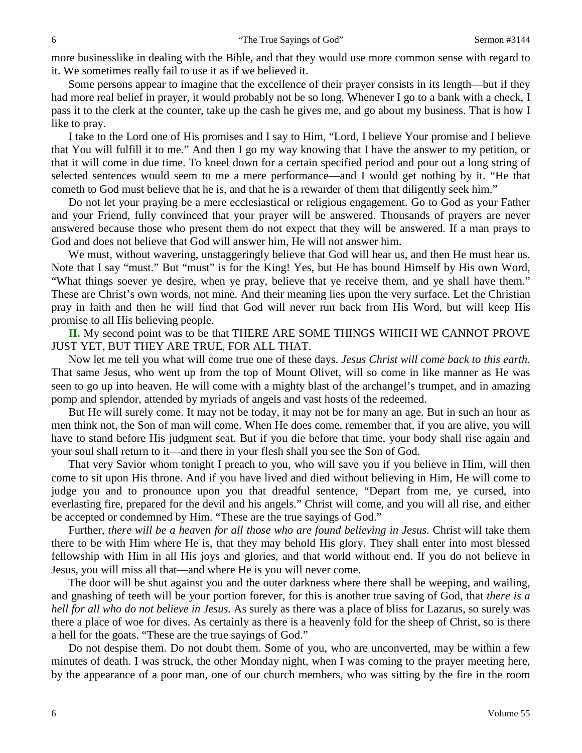more businesslike in dealing with the Bible, and that they would use more common sense with regard to it. We sometimes really fail to use it as if we believed it.

Some persons appear to imagine that the excellence of their prayer consists in its length—but if they had more real belief in prayer, it would probably not be so long. Whenever I go to a bank with a check, I pass it to the clerk at the counter, take up the cash he gives me, and go about my business. That is how I like to pray.

I take to the Lord one of His promises and I say to Him, "Lord, I believe Your promise and I believe that You will fulfill it to me." And then I go my way knowing that I have the answer to my petition, or that it will come in due time. To kneel down for a certain specified period and pour out a long string of selected sentences would seem to me a mere performance—and I would get nothing by it. "He that cometh to God must believe that he is, and that he is a rewarder of them that diligently seek him."

Do not let your praying be a mere ecclesiastical or religious engagement. Go to God as your Father and your Friend, fully convinced that your prayer will be answered. Thousands of prayers are never answered because those who present them do not expect that they will be answered. If a man prays to God and does not believe that God will answer him, He will not answer him.

We must, without wavering, unstaggeringly believe that God will hear us, and then He must hear us. Note that I say "must." But "must" is for the King! Yes, but He has bound Himself by His own Word, "What things soever ye desire, when ye pray, believe that ye receive them, and ye shall have them." These are Christ's own words, not mine. And their meaning lies upon the very surface. Let the Christian pray in faith and then he will find that God will never run back from His Word, but will keep His promise to all His believing people.

**II.** My second point was to be that THERE ARE SOME THINGS WHICH WE CANNOT PROVE JUST YET, BUT THEY ARE TRUE, FOR ALL THAT.

Now let me tell you what will come true one of these days. *Jesus Christ will come back to this earth*. That same Jesus, who went up from the top of Mount Olivet, will so come in like manner as He was seen to go up into heaven. He will come with a mighty blast of the archangel's trumpet, and in amazing pomp and splendor, attended by myriads of angels and vast hosts of the redeemed.

But He will surely come. It may not be today, it may not be for many an age. But in such an hour as men think not, the Son of man will come. When He does come, remember that, if you are alive, you will have to stand before His judgment seat. But if you die before that time, your body shall rise again and your soul shall return to it—and there in your flesh shall you see the Son of God.

That very Savior whom tonight I preach to you, who will save you if you believe in Him, will then come to sit upon His throne. And if you have lived and died without believing in Him, He will come to judge you and to pronounce upon you that dreadful sentence, "Depart from me, ye cursed, into everlasting fire, prepared for the devil and his angels." Christ will come, and you will all rise, and either be accepted or condemned by Him. "These are the true sayings of God."

Further, *there will be a heaven for all those who are found believing in Jesus*. Christ will take them there to be with Him where He is, that they may behold His glory. They shall enter into most blessed fellowship with Him in all His joys and glories, and that world without end. If you do not believe in Jesus, you will miss all that—and where He is you will never come.

The door will be shut against you and the outer darkness where there shall be weeping, and wailing, and gnashing of teeth will be your portion forever, for this is another true saving of God, that *there is a hell for all who do not believe in Jesus.* As surely as there was a place of bliss for Lazarus, so surely was there a place of woe for dives. As certainly as there is a heavenly fold for the sheep of Christ, so is there a hell for the goats. "These are the true sayings of God."

Do not despise them. Do not doubt them. Some of you, who are unconverted, may be within a few minutes of death. I was struck, the other Monday night, when I was coming to the prayer meeting here, by the appearance of a poor man, one of our church members, who was sitting by the fire in the room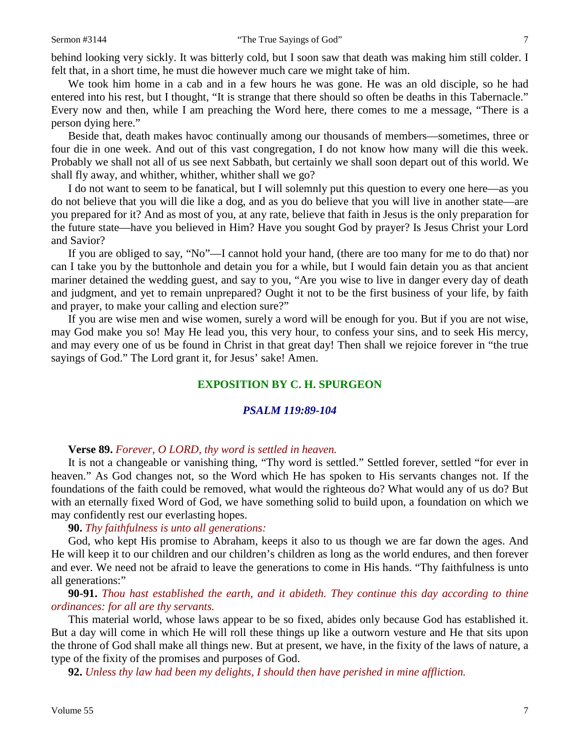behind looking very sickly. It was bitterly cold, but I soon saw that death was making him still colder. I felt that, in a short time, he must die however much care we might take of him.

We took him home in a cab and in a few hours he was gone. He was an old disciple, so he had entered into his rest, but I thought, "It is strange that there should so often be deaths in this Tabernacle." Every now and then, while I am preaching the Word here, there comes to me a message, "There is a person dying here."

Beside that, death makes havoc continually among our thousands of members—sometimes, three or four die in one week. And out of this vast congregation, I do not know how many will die this week. Probably we shall not all of us see next Sabbath, but certainly we shall soon depart out of this world. We shall fly away, and whither, whither, whither shall we go?

I do not want to seem to be fanatical, but I will solemnly put this question to every one here—as you do not believe that you will die like a dog, and as you do believe that you will live in another state—are you prepared for it? And as most of you, at any rate, believe that faith in Jesus is the only preparation for the future state—have you believed in Him? Have you sought God by prayer? Is Jesus Christ your Lord and Savior?

If you are obliged to say, "No"—I cannot hold your hand, (there are too many for me to do that) nor can I take you by the buttonhole and detain you for a while, but I would fain detain you as that ancient mariner detained the wedding guest, and say to you, "Are you wise to live in danger every day of death and judgment, and yet to remain unprepared? Ought it not to be the first business of your life, by faith and prayer, to make your calling and election sure?"

If you are wise men and wise women, surely a word will be enough for you. But if you are not wise, may God make you so! May He lead you, this very hour, to confess your sins, and to seek His mercy, and may every one of us be found in Christ in that great day! Then shall we rejoice forever in "the true sayings of God." The Lord grant it, for Jesus' sake! Amen.

## EXPOSITION BY C. H. SPURGEON

### *PSALM 119:89-104*

**Verse 89.** *Forever, O LORD, thy word is settled in heaven.*

It is not a changeable or vanishing thing, "Thy word is settled." Settled forever, settled "for ever in heaven." As God changes not, so the Word which He has spoken to His servants changes not. If the foundations of the faith could be removed, what would the righteous do? What would any of us do? But with an eternally fixed Word of God, we have something solid to build upon, a foundation on which we may confidently rest our everlasting hopes.

**90.** *Thy faithfulness is unto all generations:*

God, who kept His promise to Abraham, keeps it also to us though we are far down the ages. And He will keep it to our children and our children's children as long as the world endures, and then forever and ever. We need not be afraid to leave the generations to come in His hands. "Thy faithfulness is unto all generations:"

**90-91.** *Thou hast established the earth, and it abideth. They continue this day according to thine ordinances: for all are thy servants.*

This material world, whose laws appear to be so fixed, abides only because God has established it. But a day will come in which He will roll these things up like a outworn vesture and He that sits upon the throne of God shall make all things new. But at present, we have, in the fixity of the laws of nature, a type of the fixity of the promises and purposes of God.

**92.** *Unless thy law had been my delights, I should then have perished in mine affliction.*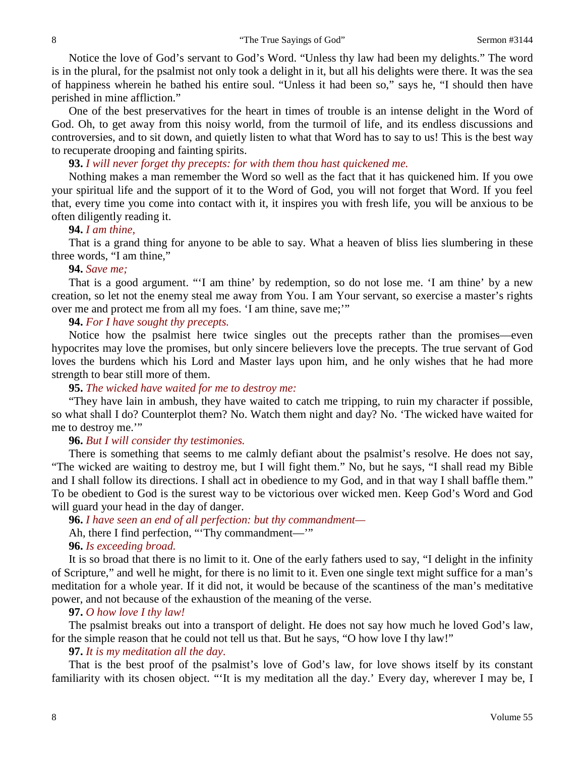Notice the love of God's servant to God's Word. "Unless thy law had been my delights." The word is in the plural, for the psalmist not only took a delight in it, but all his delights were there. It was the sea of happiness wherein he bathed his entire soul. "Unless it had been so," says he, "I should then have perished in mine affliction."

One of the best preservatives for the heart in times of trouble is an intense delight in the Word of God. Oh, to get away from this noisy world, from the turmoil of life, and its endless discussions and controversies, and to sit down, and quietly listen to what that Word has to say to us! This is the best way to recuperate drooping and fainting spirits.

**93.** *I will never forget thy precepts: for with them thou hast quickened me.*

Nothing makes a man remember the Word so well as the fact that it has quickened him. If you owe your spiritual life and the support of it to the Word of God, you will not forget that Word. If you feel that, every time you come into contact with it, it inspires you with fresh life, you will be anxious to be often diligently reading it.

**94.** *I am thine,*

That is a grand thing for anyone to be able to say. What a heaven of bliss lies slumbering in these three words, "I am thine,"

**94.** *Save me;*

That is a good argument. "'I am thine' by redemption, so do not lose me. 'I am thine' by a new creation, so let not the enemy steal me away from You. I am Your servant, so exercise a master's rights over me and protect me from all my foes. 'I am thine, save me;'"

**94.** *For I have sought thy precepts.*

Notice how the psalmist here twice singles out the precepts rather than the promises—even hypocrites may love the promises, but only sincere believers love the precepts. The true servant of God loves the burdens which his Lord and Master lays upon him, and he only wishes that he had more strength to bear still more of them.

**95.** *The wicked have waited for me to destroy me:*

"They have lain in ambush, they have waited to catch me tripping, to ruin my character if possible, so what shall I do? Counterplot them? No. Watch them night and day? No. 'The wicked have waited for me to destroy me.'"

**96.** *But I will consider thy testimonies.*

There is something that seems to me calmly defiant about the psalmist's resolve. He does not say, "The wicked are waiting to destroy me, but I will fight them." No, but he says, "I shall read my Bible and I shall follow its directions. I shall act in obedience to my God, and in that way I shall baffle them." To be obedient to God is the surest way to be victorious over wicked men. Keep God's Word and God will guard your head in the day of danger.

**96.** *I have seen an end of all perfection: but thy commandment—*

Ah, there I find perfection, "'Thy commandment—'"

**96.** *Is exceeding broad.*

It is so broad that there is no limit to it. One of the early fathers used to say, "I delight in the infinity of Scripture," and well he might, for there is no limit to it. Even one single text might suffice for a man's meditation for a whole year. If it did not, it would be because of the scantiness of the man's meditative power, and not because of the exhaustion of the meaning of the verse.

**97.** *O how love I thy law!*

The psalmist breaks out into a transport of delight. He does not say how much he loved God's law, for the simple reason that he could not tell us that. But he says, "O how love I thy law!"

**97.** *It is my meditation all the day.*

That is the best proof of the psalmist's love of God's law, for love shows itself by its constant familiarity with its chosen object. "'It is my meditation all the day.' Every day, wherever I may be, I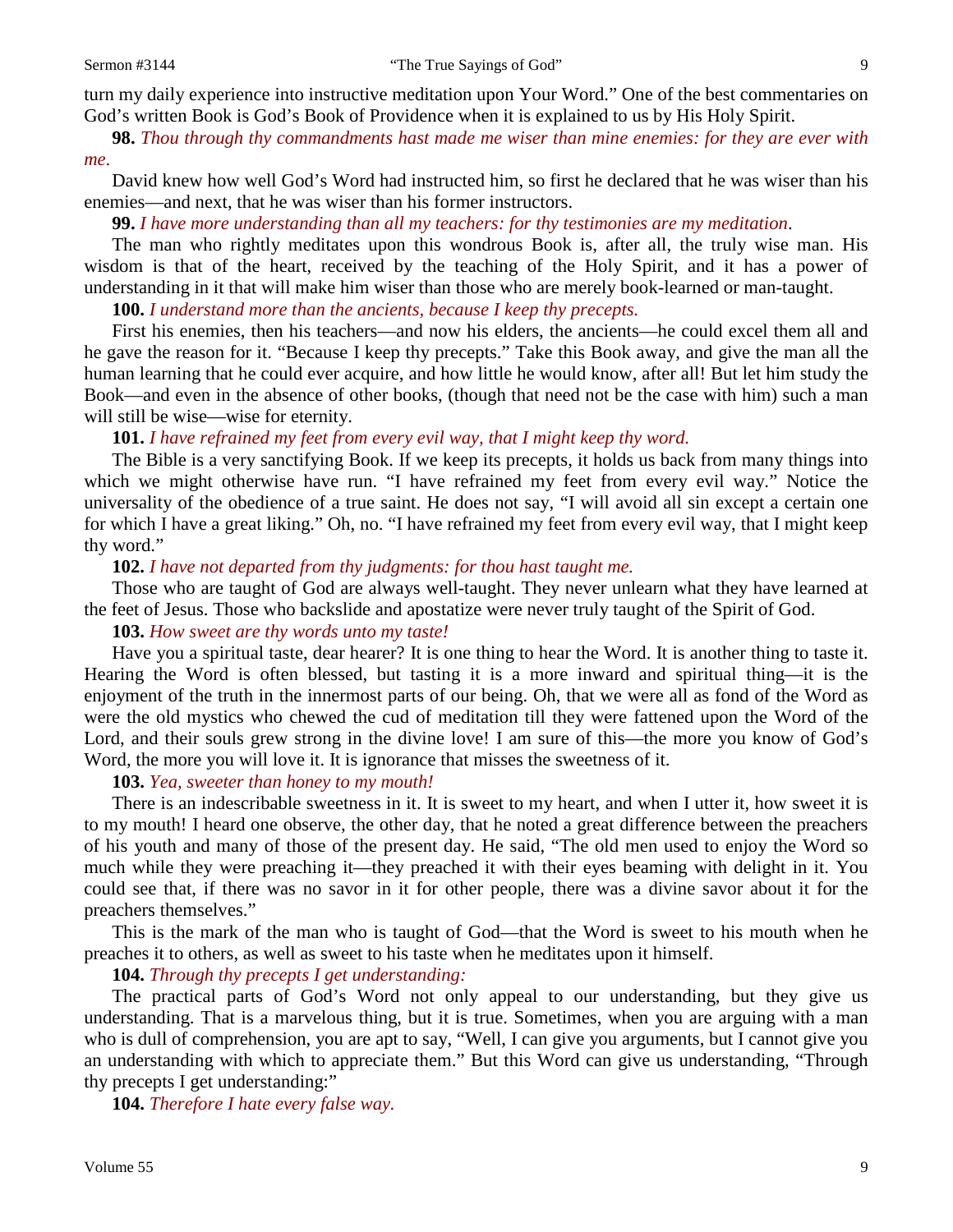turn my daily experience into instructive meditation upon Your Word." One of the best commentaries on God's written Book is God's Book of Providence when it is explained to us by His Holy Spirit.

**98.** *Thou through thy commandments hast made me wiser than mine enemies: for they are ever with me.*

David knew how well God's Word had instructed him, so first he declared that he was wiser than his enemies—and next, that he was wiser than his former instructors.

**99.** *I have more understanding than all my teachers: for thy testimonies are my meditation*.

The man who rightly meditates upon this wondrous Book is, after all, the truly wise man. His wisdom is that of the heart, received by the teaching of the Holy Spirit, and it has a power of understanding in it that will make him wiser than those who are merely book-learned or man-taught.

**100.** *I understand more than the ancients, because I keep thy precepts.*

First his enemies, then his teachers—and now his elders, the ancients—he could excel them all and he gave the reason for it. "Because I keep thy precepts." Take this Book away, and give the man all the human learning that he could ever acquire, and how little he would know, after all! But let him study the Book—and even in the absence of other books, (though that need not be the case with him) such a man will still be wise—wise for eternity.

**101.** *I have refrained my feet from every evil way, that I might keep thy word.*

The Bible is a very sanctifying Book. If we keep its precepts, it holds us back from many things into which we might otherwise have run. "I have refrained my feet from every evil way." Notice the universality of the obedience of a true saint. He does not say, "I will avoid all sin except a certain one for which I have a great liking." Oh, no. "I have refrained my feet from every evil way, that I might keep thy word."

**102.** *I have not departed from thy judgments: for thou hast taught me.*

Those who are taught of God are always well-taught. They never unlearn what they have learned at the feet of Jesus. Those who backslide and apostatize were never truly taught of the Spirit of God.

**103.** *How sweet are thy words unto my taste!*

Have you a spiritual taste, dear hearer? It is one thing to hear the Word. It is another thing to taste it. Hearing the Word is often blessed, but tasting it is a more inward and spiritual thing—it is the enjoyment of the truth in the innermost parts of our being. Oh, that we were all as fond of the Word as were the old mystics who chewed the cud of meditation till they were fattened upon the Word of the Lord, and their souls grew strong in the divine love! I am sure of this—the more you know of God's Word, the more you will love it. It is ignorance that misses the sweetness of it.

**103.** *Yea, sweeter than honey to my mouth!*

There is an indescribable sweetness in it. It is sweet to my heart, and when I utter it, how sweet it is to my mouth! I heard one observe, the other day, that he noted a great difference between the preachers of his youth and many of those of the present day. He said, "The old men used to enjoy the Word so much while they were preaching it—they preached it with their eyes beaming with delight in it. You could see that, if there was no savor in it for other people, there was a divine savor about it for the preachers themselves."

This is the mark of the man who is taught of God—that the Word is sweet to his mouth when he preaches it to others, as well as sweet to his taste when he meditates upon it himself.

**104.** *Through thy precepts I get understanding:*

The practical parts of God's Word not only appeal to our understanding, but they give us understanding. That is a marvelous thing, but it is true. Sometimes, when you are arguing with a man who is dull of comprehension, you are apt to say, "Well, I can give you arguments, but I cannot give you an understanding with which to appreciate them." But this Word can give us understanding, "Through thy precepts I get understanding:"

**104.** *Therefore I hate every false way.*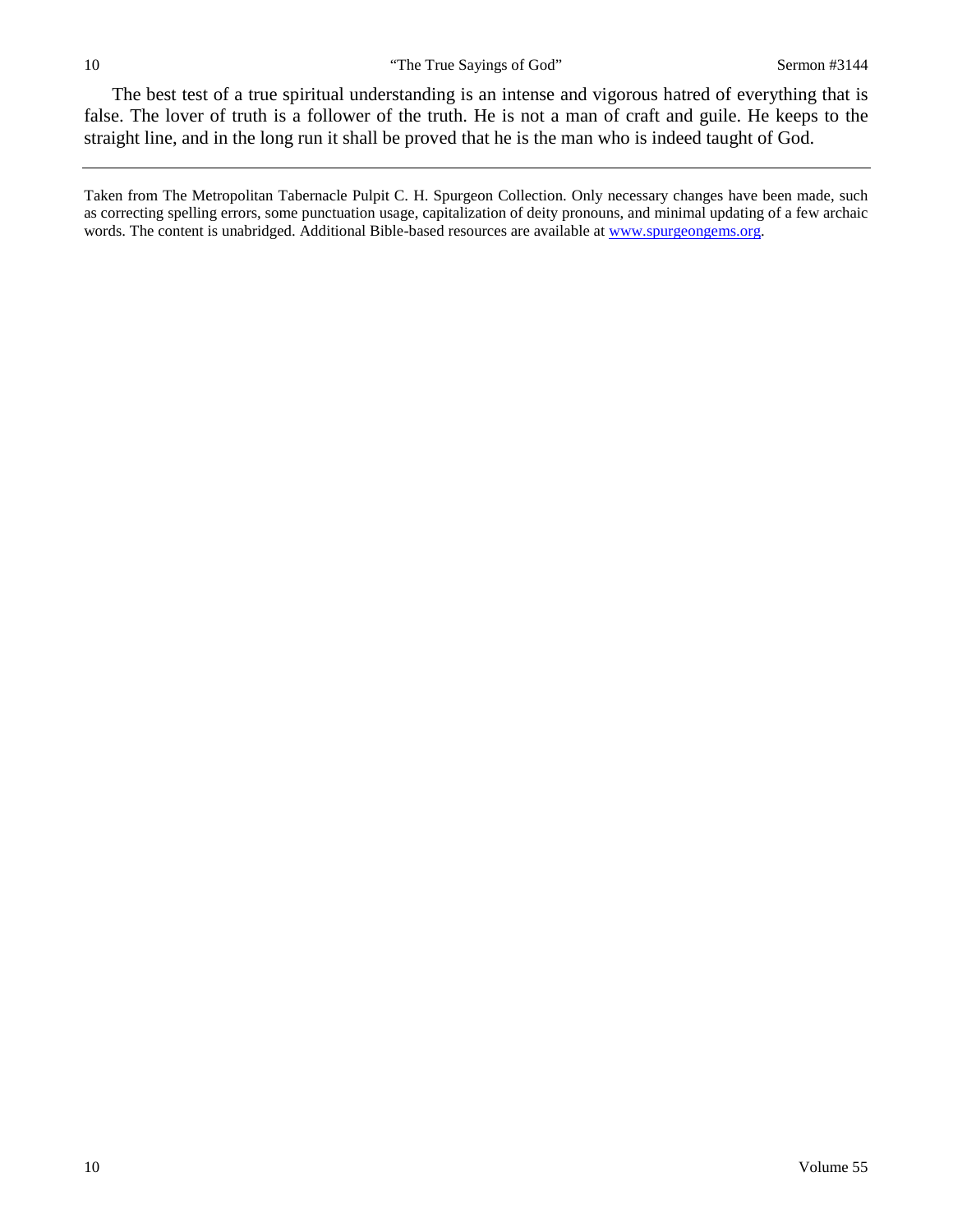The best test of a true spiritual understanding is an intense and vigorous hatred of everything that is false. The lover of truth is a follower of the truth. He is not a man of craft and guile. He keeps to the straight line, and in the long run it shall be proved that he is the man who is indeed taught of God.

---

Taken from The Metropolitan Tabernacle Pulpit C. H. Spurgeon Collection. Only necessary changes have been made, such as correcting spelling errors, some punctuation usage, capitalization of deity pronouns, and minimal updating of a few archaic words. The content is unabridged. Additional Bible-based resources are available at [www.spurgeongems.org](http://www.spurgeongems.org).